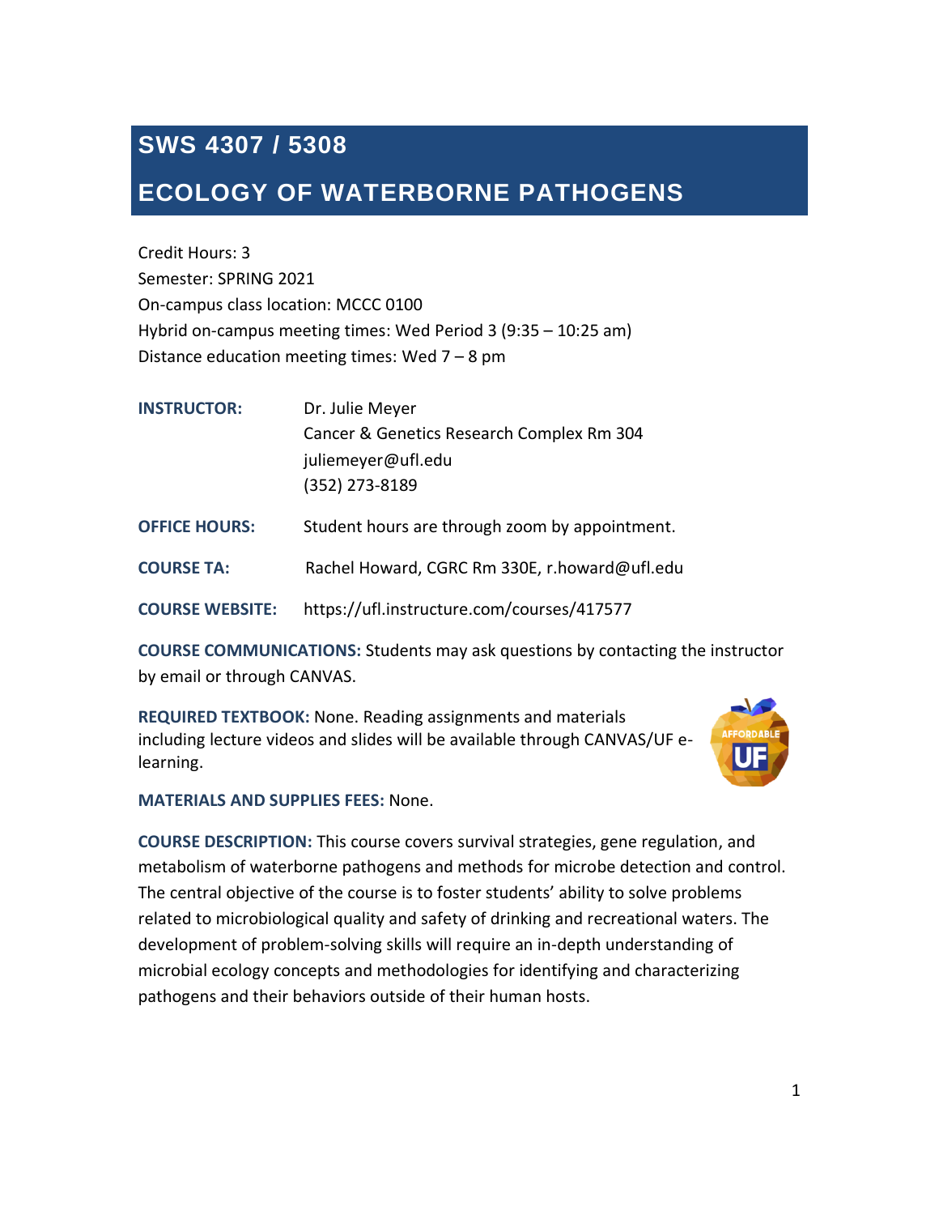# SWS 4307 / 5308

# ECOLOGY OF WATERBORNE PATHOGENS

Credit Hours: 3
Semester: SPRING 2021
On-campus class location: MCCC 0100
Hybrid on-campus meeting times: Wed Period 3 (9:35 – 10:25 am)
Distance education meeting times: Wed 7 – 8 pm

**INSTRUCTOR:** Dr. Julie Meyer
Cancer & Genetics Research Complex Rm 304
juliemeyer@ufl.edu
(352) 273-8189

**OFFICE HOURS:** Student hours are through zoom by appointment.

**COURSE TA:** Rachel Howard, CGRC Rm 330E, r.howard@ufl.edu

**COURSE WEBSITE:** https://ufl.instructure.com/courses/417577

**COURSE COMMUNICATIONS:** Students may ask questions by contacting the instructor by email or through CANVAS.

**REQUIRED TEXTBOOK:** None. Reading assignments and materials including lecture videos and slides will be available through CANVAS/UF e-learning.

**MATERIALS AND SUPPLIES FEES:** None.

**COURSE DESCRIPTION:** This course covers survival strategies, gene regulation, and metabolism of waterborne pathogens and methods for microbe detection and control. The central objective of the course is to foster students' ability to solve problems related to microbiological quality and safety of drinking and recreational waters. The development of problem-solving skills will require an in-depth understanding of microbial ecology concepts and methodologies for identifying and characterizing pathogens and their behaviors outside of their human hosts.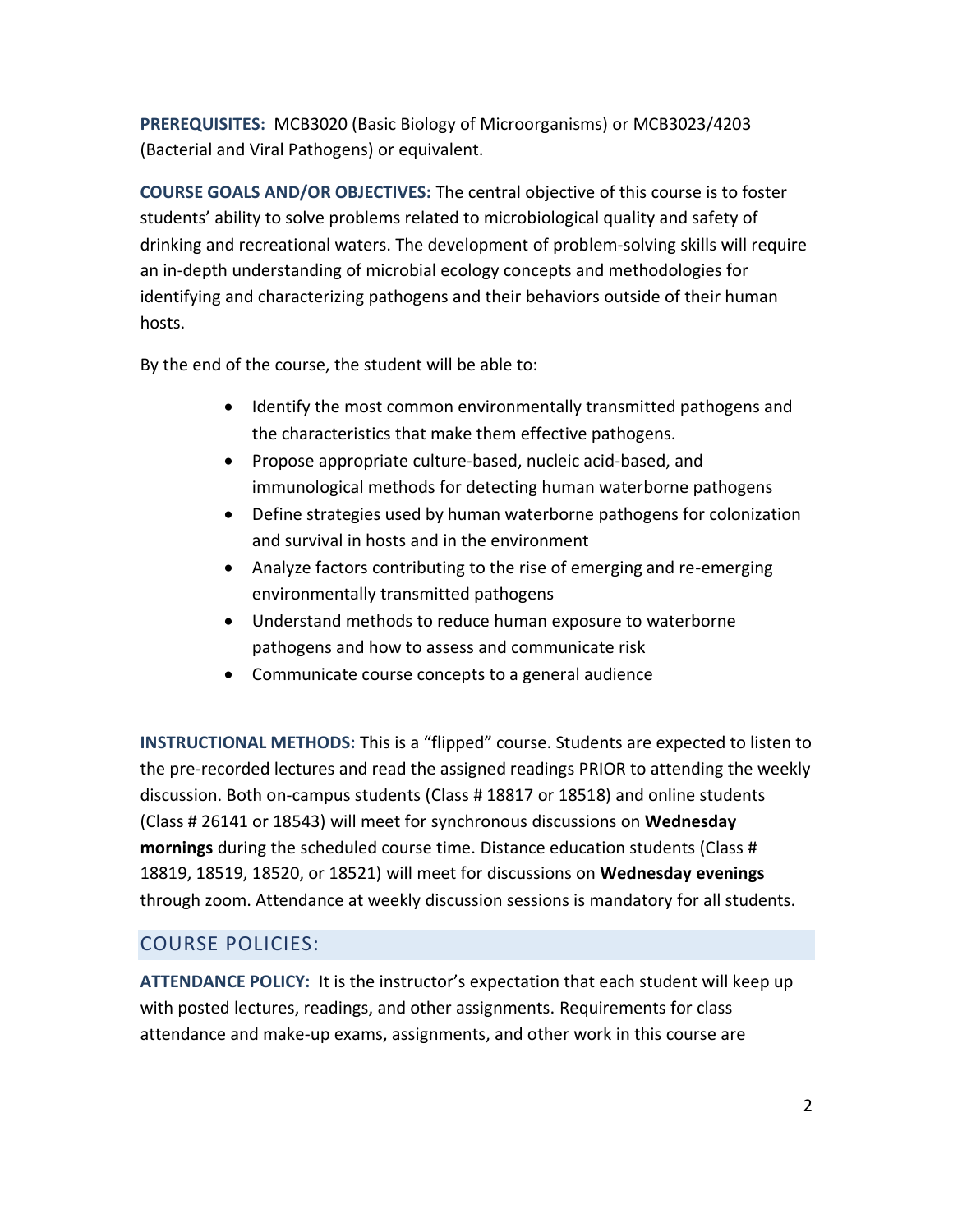**PREREQUISITES:** MCB3020 (Basic Biology of Microorganisms) or MCB3023/4203 (Bacterial and Viral Pathogens) or equivalent.

**COURSE GOALS AND/OR OBJECTIVES:** The central objective of this course is to foster students' ability to solve problems related to microbiological quality and safety of drinking and recreational waters. The development of problem-solving skills will require an in-depth understanding of microbial ecology concepts and methodologies for identifying and characterizing pathogens and their behaviors outside of their human hosts.

By the end of the course, the student will be able to:

- Identify the most common environmentally transmitted pathogens and the characteristics that make them effective pathogens.
- Propose appropriate culture-based, nucleic acid-based, and immunological methods for detecting human waterborne pathogens
- Define strategies used by human waterborne pathogens for colonization and survival in hosts and in the environment
- Analyze factors contributing to the rise of emerging and re-emerging environmentally transmitted pathogens
- Understand methods to reduce human exposure to waterborne pathogens and how to assess and communicate risk
- Communicate course concepts to a general audience

**INSTRUCTIONAL METHODS:** This is a "flipped" course. Students are expected to listen to the pre-recorded lectures and read the assigned readings PRIOR to attending the weekly discussion. Both on-campus students (Class # 18817 or 18518) and online students (Class # 26141 or 18543) will meet for synchronous discussions on **Wednesday mornings** during the scheduled course time. Distance education students (Class # 18819, 18519, 18520, or 18521) will meet for discussions on **Wednesday evenings** through zoom. Attendance at weekly discussion sessions is mandatory for all students.

## COURSE POLICIES:

**ATTENDANCE POLICY:** It is the instructor's expectation that each student will keep up with posted lectures, readings, and other assignments. Requirements for class attendance and make-up exams, assignments, and other work in this course are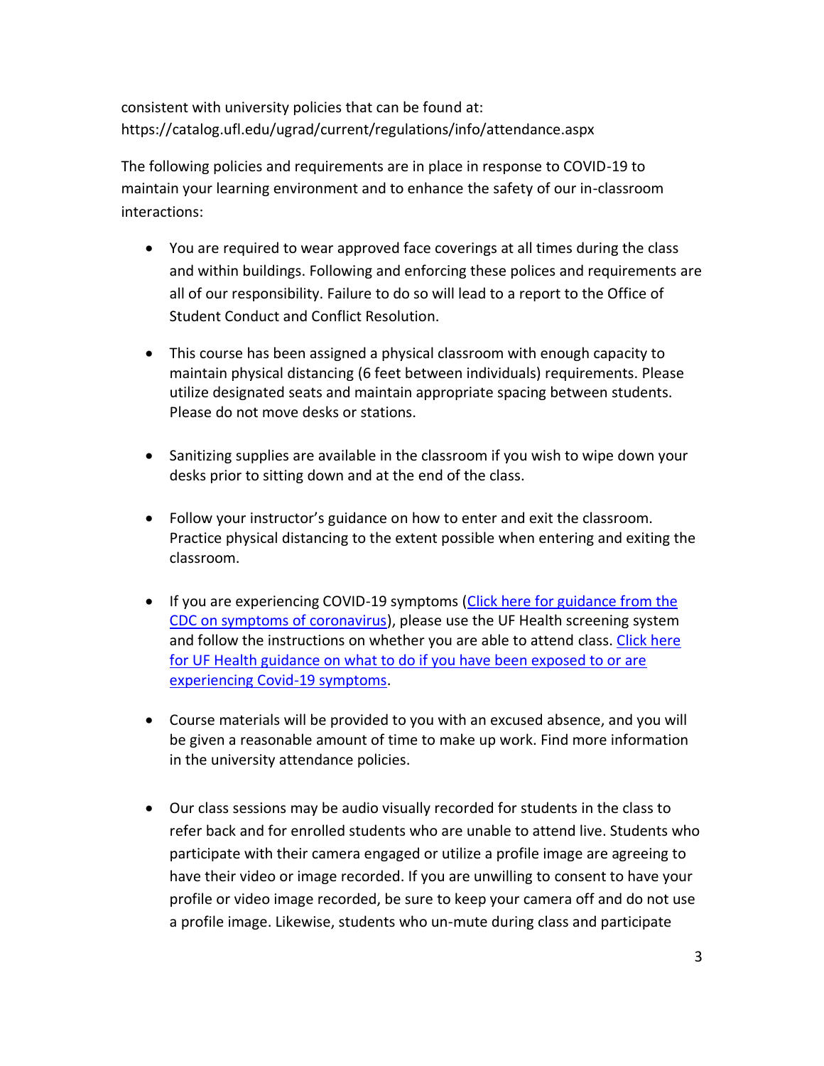consistent with university policies that can be found at: https://catalog.ufl.edu/ugrad/current/regulations/info/attendance.aspx

The following policies and requirements are in place in response to COVID-19 to maintain your learning environment and to enhance the safety of our in-classroom interactions:

- You are required to wear approved face coverings at all times during the class and within buildings. Following and enforcing these polices and requirements are all of our responsibility. Failure to do so will lead to a report to the Office of Student Conduct and Conflict Resolution.

- This course has been assigned a physical classroom with enough capacity to maintain physical distancing (6 feet between individuals) requirements. Please utilize designated seats and maintain appropriate spacing between students. Please do not move desks or stations.

- Sanitizing supplies are available in the classroom if you wish to wipe down your desks prior to sitting down and at the end of the class.

- Follow your instructor's guidance on how to enter and exit the classroom. Practice physical distancing to the extent possible when entering and exiting the classroom.

- If you are experiencing COVID-19 symptoms (Click here for guidance from the CDC on symptoms of coronavirus), please use the UF Health screening system and follow the instructions on whether you are able to attend class. Click here for UF Health guidance on what to do if you have been exposed to or are experiencing Covid-19 symptoms.

- Course materials will be provided to you with an excused absence, and you will be given a reasonable amount of time to make up work. Find more information in the university attendance policies.

- Our class sessions may be audio visually recorded for students in the class to refer back and for enrolled students who are unable to attend live. Students who participate with their camera engaged or utilize a profile image are agreeing to have their video or image recorded. If you are unwilling to consent to have your profile or video image recorded, be sure to keep your camera off and do not use a profile image. Likewise, students who un-mute during class and participate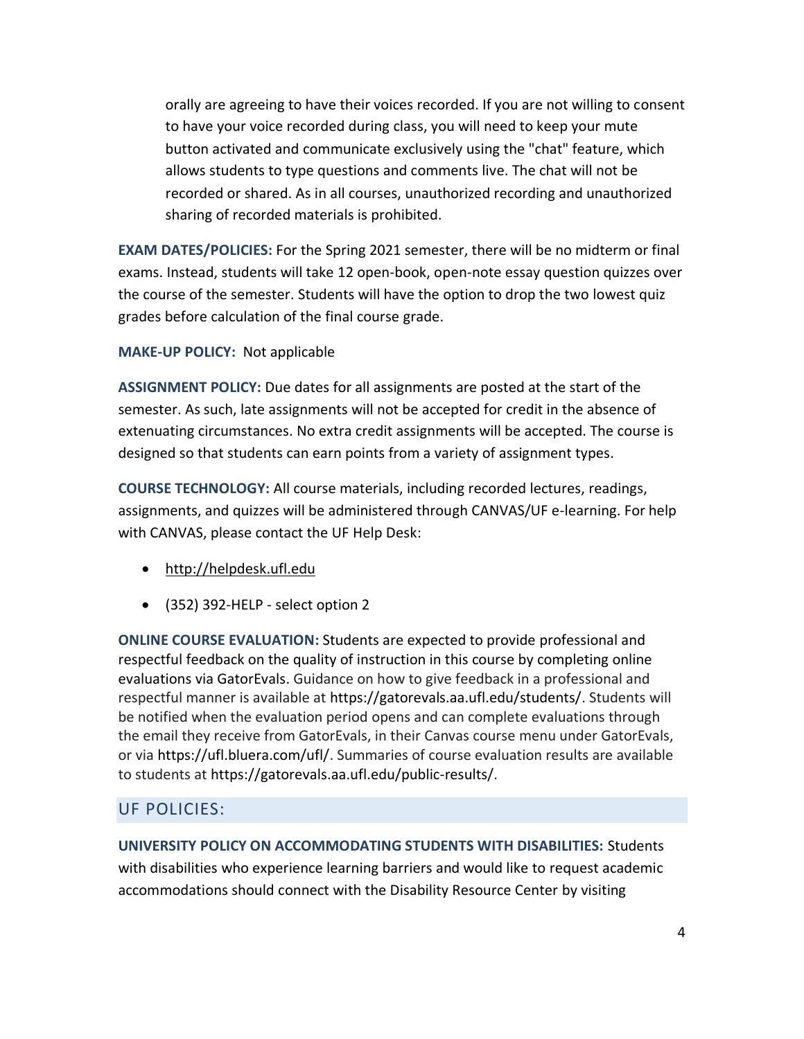orally are agreeing to have their voices recorded. If you are not willing to consent to have your voice recorded during class, you will need to keep your mute button activated and communicate exclusively using the "chat" feature, which allows students to type questions and comments live. The chat will not be recorded or shared. As in all courses, unauthorized recording and unauthorized sharing of recorded materials is prohibited.

**EXAM DATES/POLICIES:** For the Spring 2021 semester, there will be no midterm or final exams. Instead, students will take 12 open-book, open-note essay question quizzes over the course of the semester. Students will have the option to drop the two lowest quiz grades before calculation of the final course grade.

**MAKE-UP POLICY:** Not applicable

**ASSIGNMENT POLICY:** Due dates for all assignments are posted at the start of the semester. As such, late assignments will not be accepted for credit in the absence of extenuating circumstances. No extra credit assignments will be accepted. The course is designed so that students can earn points from a variety of assignment types.

**COURSE TECHNOLOGY:** All course materials, including recorded lectures, readings, assignments, and quizzes will be administered through CANVAS/UF e-learning. For help with CANVAS, please contact the UF Help Desk:

- http://helpdesk.ufl.edu
- (352) 392-HELP - select option 2

**ONLINE COURSE EVALUATION:** Students are expected to provide professional and respectful feedback on the quality of instruction in this course by completing online evaluations via GatorEvals. Guidance on how to give feedback in a professional and respectful manner is available at https://gatorevals.aa.ufl.edu/students/. Students will be notified when the evaluation period opens and can complete evaluations through the email they receive from GatorEvals, in their Canvas course menu under GatorEvals, or via https://ufl.bluera.com/ufl/. Summaries of course evaluation results are available to students at https://gatorevals.aa.ufl.edu/public-results/.

## UF POLICIES:

**UNIVERSITY POLICY ON ACCOMMODATING STUDENTS WITH DISABILITIES:** Students with disabilities who experience learning barriers and would like to request academic accommodations should connect with the Disability Resource Center by visiting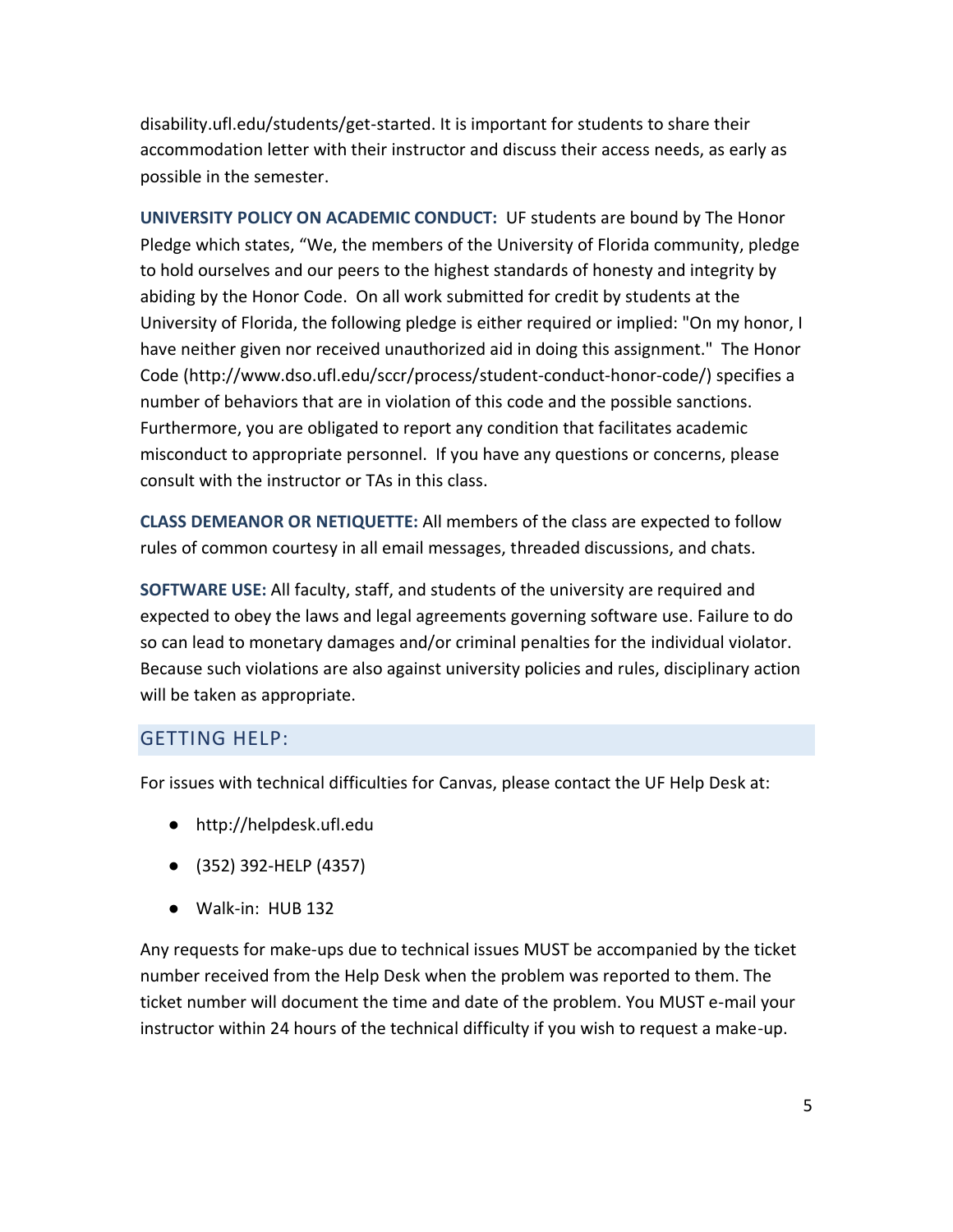disability.ufl.edu/students/get-started. It is important for students to share their accommodation letter with their instructor and discuss their access needs, as early as possible in the semester.

**UNIVERSITY POLICY ON ACADEMIC CONDUCT:** UF students are bound by The Honor Pledge which states, "We, the members of the University of Florida community, pledge to hold ourselves and our peers to the highest standards of honesty and integrity by abiding by the Honor Code. On all work submitted for credit by students at the University of Florida, the following pledge is either required or implied: "On my honor, I have neither given nor received unauthorized aid in doing this assignment." The Honor Code (http://www.dso.ufl.edu/sccr/process/student-conduct-honor-code/) specifies a number of behaviors that are in violation of this code and the possible sanctions. Furthermore, you are obligated to report any condition that facilitates academic misconduct to appropriate personnel. If you have any questions or concerns, please consult with the instructor or TAs in this class.

**CLASS DEMEANOR OR NETIQUETTE:** All members of the class are expected to follow rules of common courtesy in all email messages, threaded discussions, and chats.

**SOFTWARE USE:** All faculty, staff, and students of the university are required and expected to obey the laws and legal agreements governing software use. Failure to do so can lead to monetary damages and/or criminal penalties for the individual violator. Because such violations are also against university policies and rules, disciplinary action will be taken as appropriate.

## GETTING HELP:

For issues with technical difficulties for Canvas, please contact the UF Help Desk at:

- http://helpdesk.ufl.edu
- (352) 392-HELP (4357)
- Walk-in: HUB 132

Any requests for make-ups due to technical issues MUST be accompanied by the ticket number received from the Help Desk when the problem was reported to them. The ticket number will document the time and date of the problem. You MUST e-mail your instructor within 24 hours of the technical difficulty if you wish to request a make-up.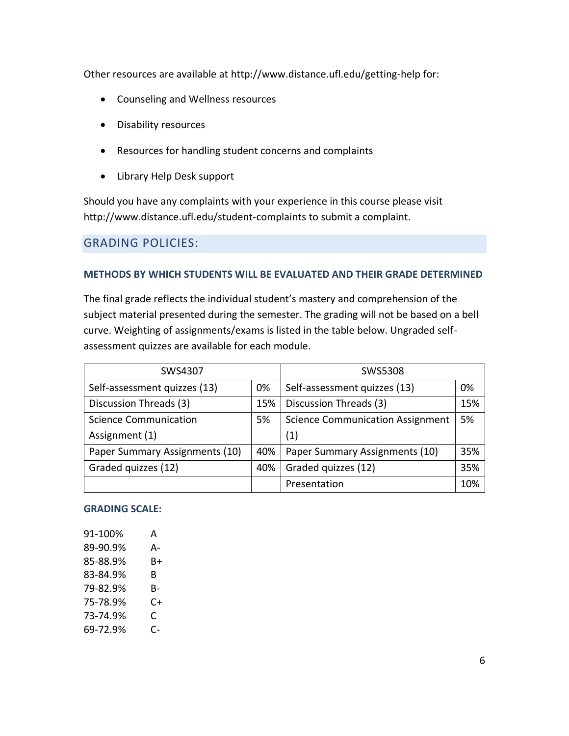Other resources are available at http://www.distance.ufl.edu/getting-help for:

- Counseling and Wellness resources
- Disability resources
- Resources for handling student concerns and complaints
- Library Help Desk support

Should you have any complaints with your experience in this course please visit http://www.distance.ufl.edu/student-complaints to submit a complaint.

## GRADING POLICIES:

### METHODS BY WHICH STUDENTS WILL BE EVALUATED AND THEIR GRADE DETERMINED

The final grade reflects the individual student's mastery and comprehension of the subject material presented during the semester. The grading will not be based on a bell curve. Weighting of assignments/exams is listed in the table below. Ungraded self-assessment quizzes are available for each module.

| SWS4307 | | SWS5308 | |
|---|---|---|---|
| Self-assessment quizzes (13) | 0% | Self-assessment quizzes (13) | 0% |
| Discussion Threads (3) | 15% | Discussion Threads (3) | 15% |
| Science Communication Assignment (1) | 5% | Science Communication Assignment (1) | 5% |
| Paper Summary Assignments (10) | 40% | Paper Summary Assignments (10) | 35% |
| Graded quizzes (12) | 40% | Graded quizzes (12) | 35% |
| | | Presentation | 10% |

### GRADING SCALE:

91-100% A
89-90.9% A-
85-88.9% B+
83-84.9% B
79-82.9% B-
75-78.9% C+
73-74.9% C
69-72.9% C-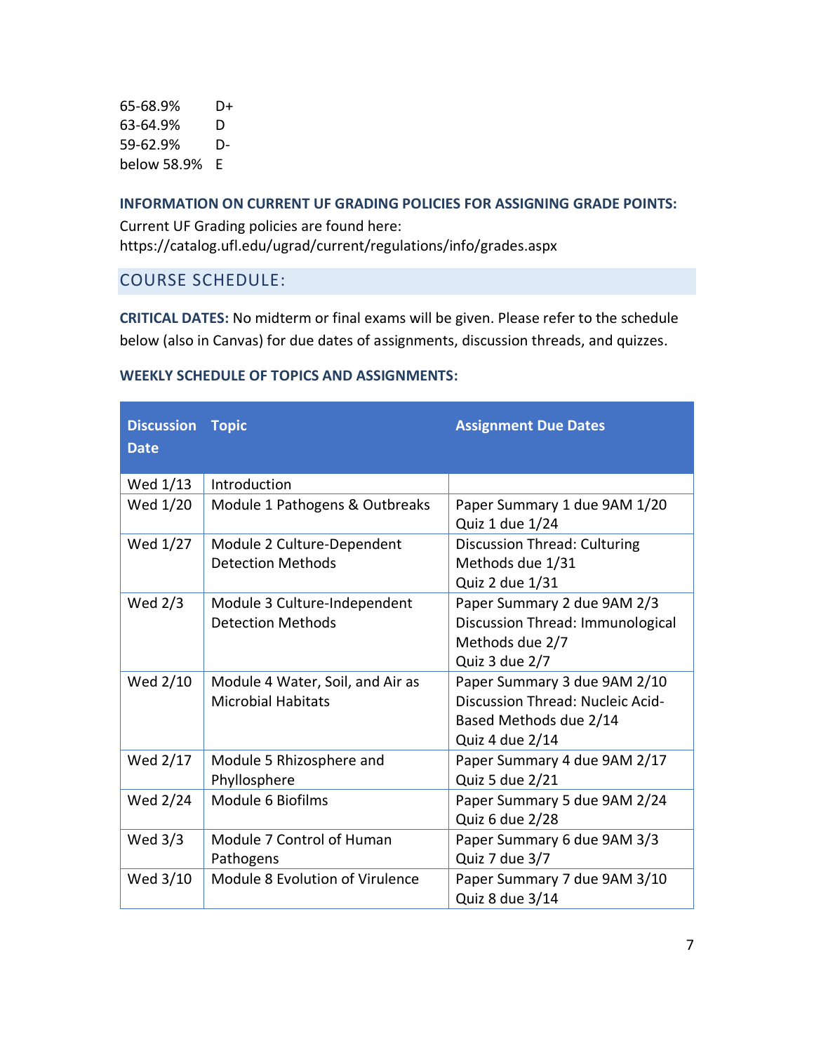65-68.9%  D+
63-64.9%  D
59-62.9%  D-
below 58.9%  E

**INFORMATION ON CURRENT UF GRADING POLICIES FOR ASSIGNING GRADE POINTS:**

Current UF Grading policies are found here:
https://catalog.ufl.edu/ugrad/current/regulations/info/grades.aspx

## COURSE SCHEDULE:

**CRITICAL DATES:** No midterm or final exams will be given. Please refer to the schedule below (also in Canvas) for due dates of assignments, discussion threads, and quizzes.

**WEEKLY SCHEDULE OF TOPICS AND ASSIGNMENTS:**

| Discussion Date | Topic | Assignment Due Dates |
|---|---|---|
| Wed 1/13 | Introduction | |
| Wed 1/20 | Module 1 Pathogens & Outbreaks | Paper Summary 1 due 9AM 1/20<br>Quiz 1 due 1/24 |
| Wed 1/27 | Module 2 Culture-Dependent Detection Methods | Discussion Thread: Culturing Methods due 1/31<br>Quiz 2 due 1/31 |
| Wed 2/3 | Module 3 Culture-Independent Detection Methods | Paper Summary 2 due 9AM 2/3<br>Discussion Thread: Immunological Methods due 2/7<br>Quiz 3 due 2/7 |
| Wed 2/10 | Module 4 Water, Soil, and Air as Microbial Habitats | Paper Summary 3 due 9AM 2/10<br>Discussion Thread: Nucleic Acid-Based Methods due 2/14<br>Quiz 4 due 2/14 |
| Wed 2/17 | Module 5 Rhizosphere and Phyllosphere | Paper Summary 4 due 9AM 2/17<br>Quiz 5 due 2/21 |
| Wed 2/24 | Module 6 Biofilms | Paper Summary 5 due 9AM 2/24<br>Quiz 6 due 2/28 |
| Wed 3/3 | Module 7 Control of Human Pathogens | Paper Summary 6 due 9AM 3/3<br>Quiz 7 due 3/7 |
| Wed 3/10 | Module 8 Evolution of Virulence | Paper Summary 7 due 9AM 3/10<br>Quiz 8 due 3/14 |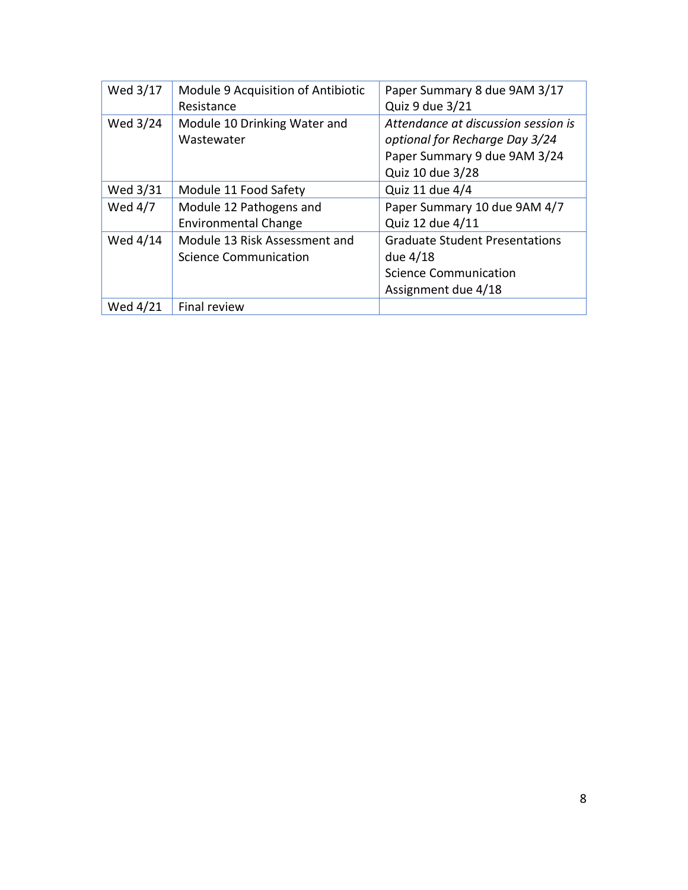| | | |
|---|---|---|
| Wed 3/17 | Module 9 Acquisition of Antibiotic Resistance | Paper Summary 8 due 9AM 3/17<br>Quiz 9 due 3/21 |
| Wed 3/24 | Module 10 Drinking Water and Wastewater | *Attendance at discussion session is optional for Recharge Day 3/24*<br>Paper Summary 9 due 9AM 3/24<br>Quiz 10 due 3/28 |
| Wed 3/31 | Module 11 Food Safety | Quiz 11 due 4/4 |
| Wed 4/7 | Module 12 Pathogens and Environmental Change | Paper Summary 10 due 9AM 4/7<br>Quiz 12 due 4/11 |
| Wed 4/14 | Module 13 Risk Assessment and Science Communication | Graduate Student Presentations due 4/18<br>Science Communication Assignment due 4/18 |
| Wed 4/21 | Final review | |